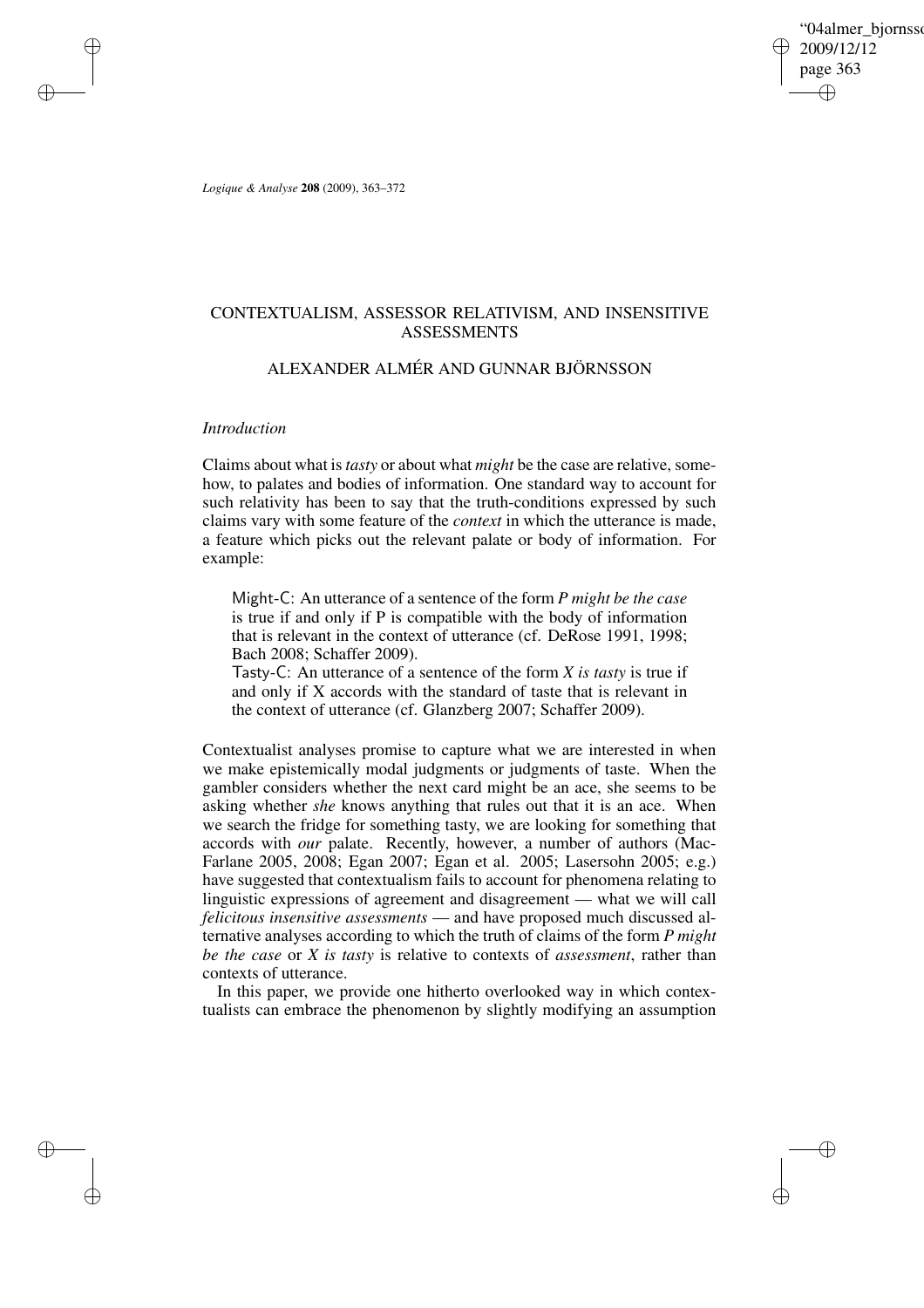# CONTEXTUALISM, ASSESSOR RELATIVISM, AND INSENSITIVE ASSESSMENTS

## ALEXANDER ALMÉR AND GUNNAR BJÖRNSSON

### *Introduction*

Claims about what is *tasty* or about what *might* be the case are relative, somehow, to palates and bodies of information. One standard way to account for such relativity has been to say that the truth-conditions expressed by such claims vary with some feature of the *context* in which the utterance is made, a feature which picks out the relevant palate or body of information. For example:

> Might-C: An utterance of a sentence of the form *P might be the case* is true if and only if P is compatible with the body of information that is relevant in the context of utterance (cf. DeRose 1991, 1998; Bach 2008; Schaffer 2009).
>
> Tasty-C: An utterance of a sentence of the form *X is tasty* is true if and only if X accords with the standard of taste that is relevant in the context of utterance (cf. Glanzberg 2007; Schaffer 2009).

Contextualist analyses promise to capture what we are interested in when we make epistemically modal judgments or judgments of taste. When the gambler considers whether the next card might be an ace, she seems to be asking whether *she* knows anything that rules out that it is an ace. When we search the fridge for something tasty, we are looking for something that accords with *our* palate. Recently, however, a number of authors (MacFarlane 2005, 2008; Egan 2007; Egan et al. 2005; Lasersohn 2005; e.g.) have suggested that contextualism fails to account for phenomena relating to linguistic expressions of agreement and disagreement — what we will call *felicitous insensitive assessments* — and have proposed much discussed alternative analyses according to which the truth of claims of the form *P might be the case* or *X is tasty* is relative to contexts of *assessment*, rather than contexts of utterance.

In this paper, we provide one hitherto overlooked way in which contextualists can embrace the phenomenon by slightly modifying an assumption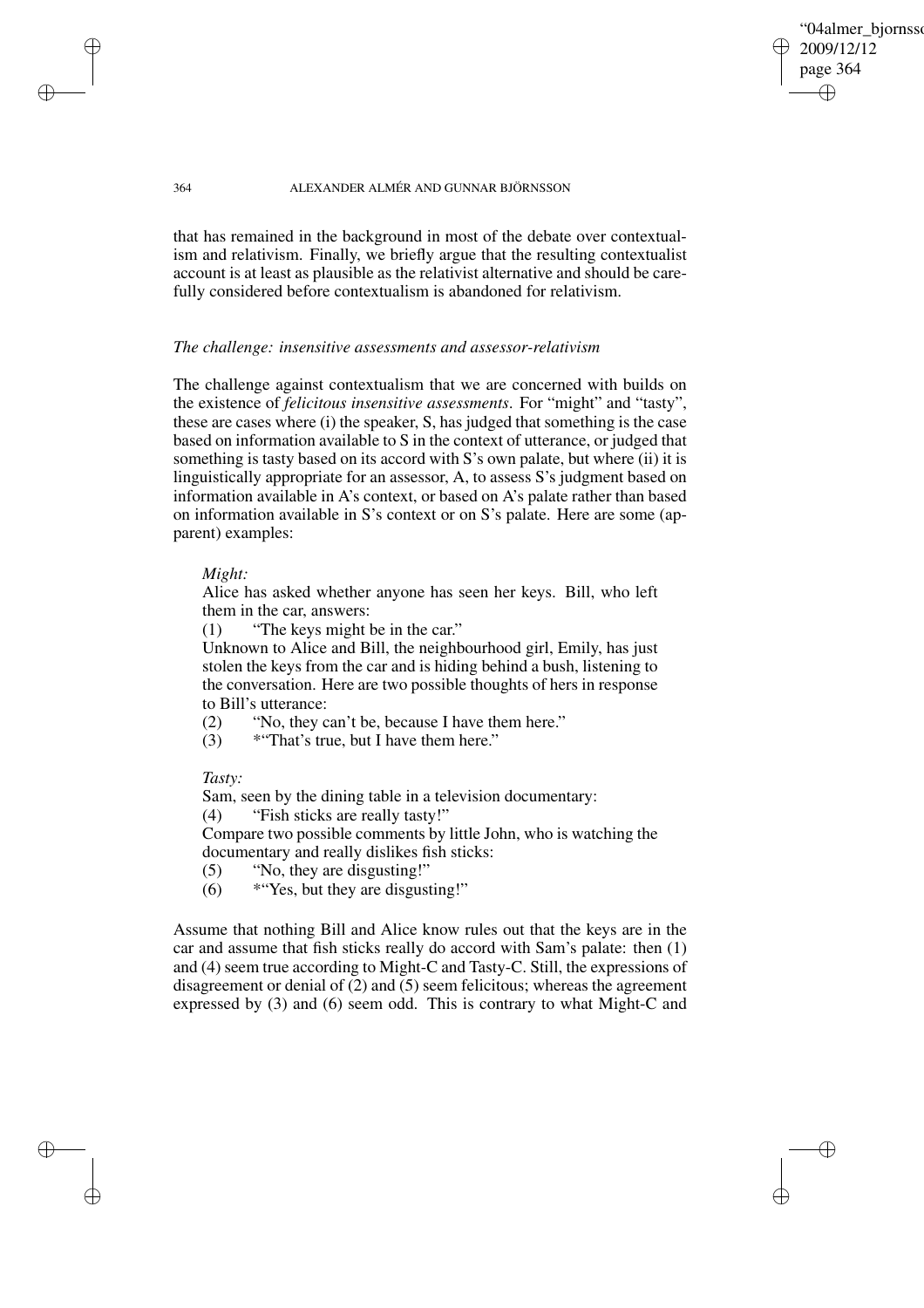that has remained in the background in most of the debate over contextualism and relativism. Finally, we briefly argue that the resulting contextualist account is at least as plausible as the relativist alternative and should be carefully considered before contextualism is abandoned for relativism.

### *The challenge: insensitive assessments and assessor-relativism*

The challenge against contextualism that we are concerned with builds on the existence of *felicitous insensitive assessments*. For "might" and "tasty", these are cases where (i) the speaker, S, has judged that something is the case based on information available to S in the context of utterance, or judged that something is tasty based on its accord with S's own palate, but where (ii) it is linguistically appropriate for an assessor, A, to assess S's judgment based on information available in A's context, or based on A's palate rather than based on information available in S's context or on S's palate. Here are some (apparent) examples:

> *Might:*
>
> Alice has asked whether anyone has seen her keys. Bill, who left them in the car, answers:
>
> (1) "The keys might be in the car."
>
> Unknown to Alice and Bill, the neighbourhood girl, Emily, has just stolen the keys from the car and is hiding behind a bush, listening to the conversation. Here are two possible thoughts of hers in response to Bill's utterance:
>
> (2) "No, they can't be, because I have them here."
>
> (3) *"That's true, but I have them here."
>
> *Tasty:*
>
> Sam, seen by the dining table in a television documentary:
>
> (4) "Fish sticks are really tasty!"
>
> Compare two possible comments by little John, who is watching the documentary and really dislikes fish sticks:
>
> (5) "No, they are disgusting!"
>
> (6) *"Yes, but they are disgusting!"

Assume that nothing Bill and Alice know rules out that the keys are in the car and assume that fish sticks really do accord with Sam's palate: then (1) and (4) seem true according to Might-C and Tasty-C. Still, the expressions of disagreement or denial of (2) and (5) seem felicitous; whereas the agreement expressed by (3) and (6) seem odd. This is contrary to what Might-C and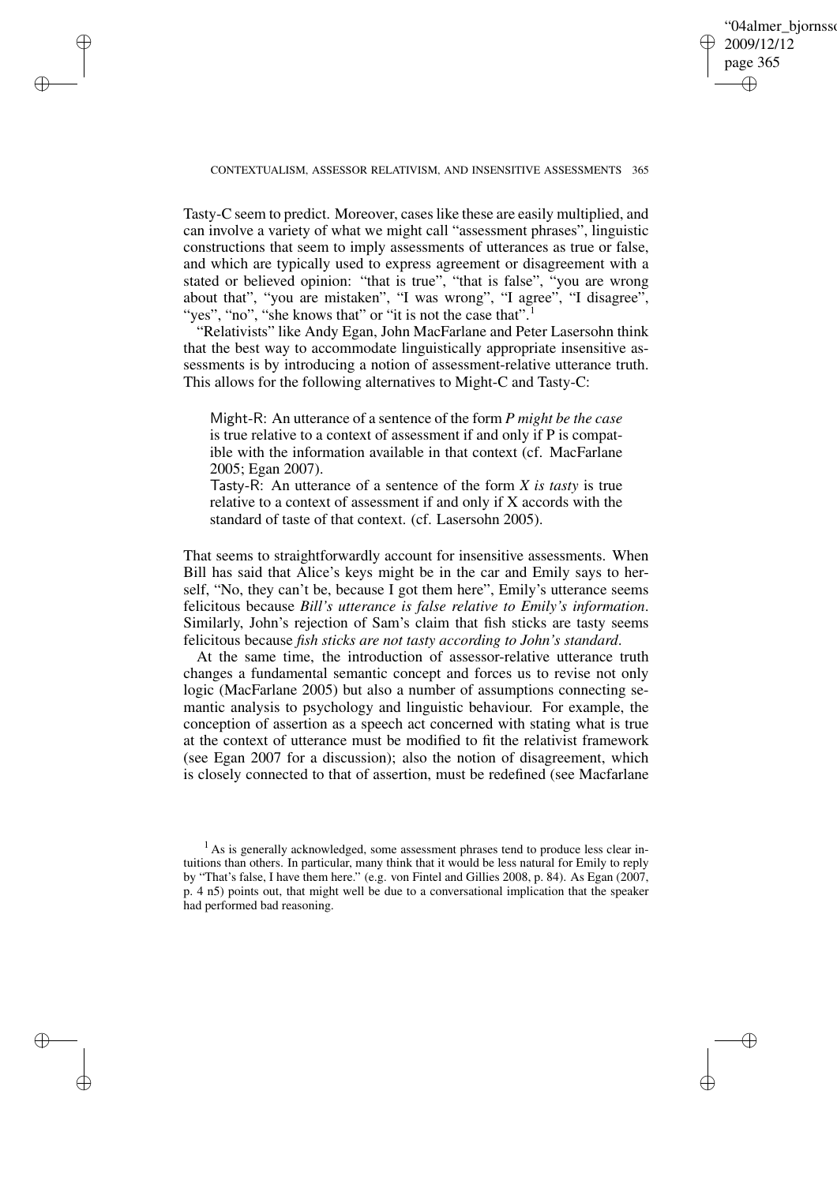Tasty-C seem to predict. Moreover, cases like these are easily multiplied, and can involve a variety of what we might call "assessment phrases", linguistic constructions that seem to imply assessments of utterances as true or false, and which are typically used to express agreement or disagreement with a stated or believed opinion: "that is true", "that is false", "you are wrong about that", "you are mistaken", "I was wrong", "I agree", "I disagree", "yes", "no", "she knows that" or "it is not the case that".[1]

"Relativists" like Andy Egan, John MacFarlane and Peter Lasersohn think that the best way to accommodate linguistically appropriate insensitive assessments is by introducing a notion of assessment-relative utterance truth. This allows for the following alternatives to Might-C and Tasty-C:

> Might-R: An utterance of a sentence of the form *P might be the case* is true relative to a context of assessment if and only if P is compatible with the information available in that context (cf. MacFarlane 2005; Egan 2007).
> Tasty-R: An utterance of a sentence of the form *X is tasty* is true relative to a context of assessment if and only if X accords with the standard of taste of that context. (cf. Lasersohn 2005).

That seems to straightforwardly account for insensitive assessments. When Bill has said that Alice's keys might be in the car and Emily says to herself, "No, they can't be, because I got them here", Emily's utterance seems felicitous because *Bill's utterance is false relative to Emily's information*. Similarly, John's rejection of Sam's claim that fish sticks are tasty seems felicitous because *fish sticks are not tasty according to John's standard*.

At the same time, the introduction of assessor-relative utterance truth changes a fundamental semantic concept and forces us to revise not only logic (MacFarlane 2005) but also a number of assumptions connecting semantic analysis to psychology and linguistic behaviour. For example, the conception of assertion as a speech act concerned with stating what is true at the context of utterance must be modified to fit the relativist framework (see Egan 2007 for a discussion); also the notion of disagreement, which is closely connected to that of assertion, must be redefined (see Macfarlane

[1] As is generally acknowledged, some assessment phrases tend to produce less clear intuitions than others. In particular, many think that it would be less natural for Emily to reply by "That's false, I have them here." (e.g. von Fintel and Gillies 2008, p. 84). As Egan (2007, p. 4 n5) points out, that might well be due to a conversational implication that the speaker had performed bad reasoning.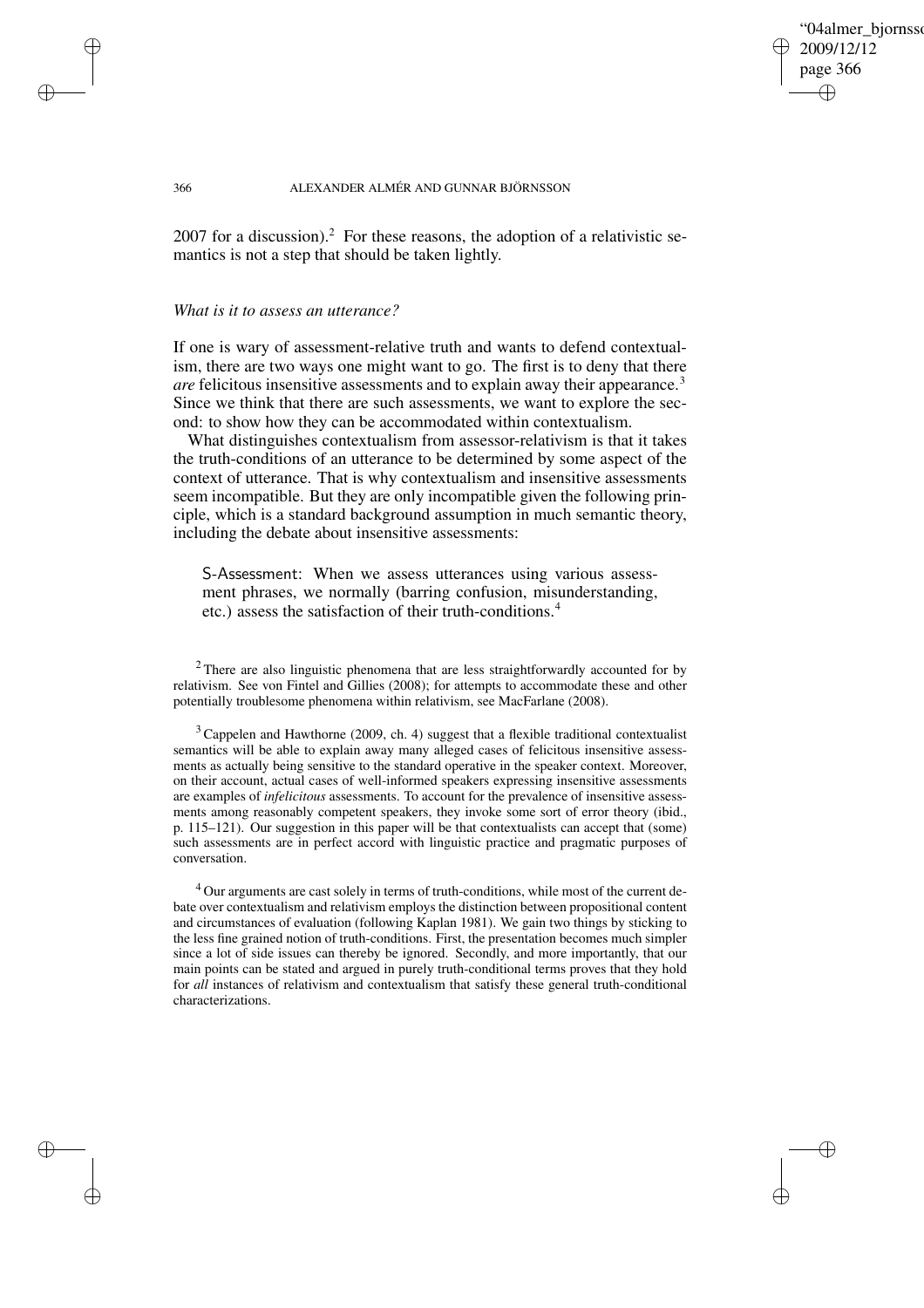2007 for a discussion).[2] For these reasons, the adoption of a relativistic semantics is not a step that should be taken lightly.

### *What is it to assess an utterance?*

If one is wary of assessment-relative truth and wants to defend contextualism, there are two ways one might want to go. The first is to deny that there *are* felicitous insensitive assessments and to explain away their appearance.[3] Since we think that there are such assessments, we want to explore the second: to show how they can be accommodated within contextualism.

What distinguishes contextualism from assessor-relativism is that it takes the truth-conditions of an utterance to be determined by some aspect of the context of utterance. That is why contextualism and insensitive assessments seem incompatible. But they are only incompatible given the following principle, which is a standard background assumption in much semantic theory, including the debate about insensitive assessments:

> S-Assessment: When we assess utterances using various assessment phrases, we normally (barring confusion, misunderstanding, etc.) assess the satisfaction of their truth-conditions.[4]

---

[2] There are also linguistic phenomena that are less straightforwardly accounted for by relativism. See von Fintel and Gillies (2008); for attempts to accommodate these and other potentially troublesome phenomena within relativism, see MacFarlane (2008).

[3] Cappelen and Hawthorne (2009, ch. 4) suggest that a flexible traditional contextualist semantics will be able to explain away many alleged cases of felicitous insensitive assessments as actually being sensitive to the standard operative in the speaker context. Moreover, on their account, actual cases of well-informed speakers expressing insensitive assessments are examples of *infelicitous* assessments. To account for the prevalence of insensitive assessments among reasonably competent speakers, they invoke some sort of error theory (ibid., p. 115–121). Our suggestion in this paper will be that contextualists can accept that (some) such assessments are in perfect accord with linguistic practice and pragmatic purposes of conversation.

[4] Our arguments are cast solely in terms of truth-conditions, while most of the current debate over contextualism and relativism employs the distinction between propositional content and circumstances of evaluation (following Kaplan 1981). We gain two things by sticking to the less fine grained notion of truth-conditions. First, the presentation becomes much simpler since a lot of side issues can thereby be ignored. Secondly, and more importantly, that our main points can be stated and argued in purely truth-conditional terms proves that they hold for *all* instances of relativism and contextualism that satisfy these general truth-conditional characterizations.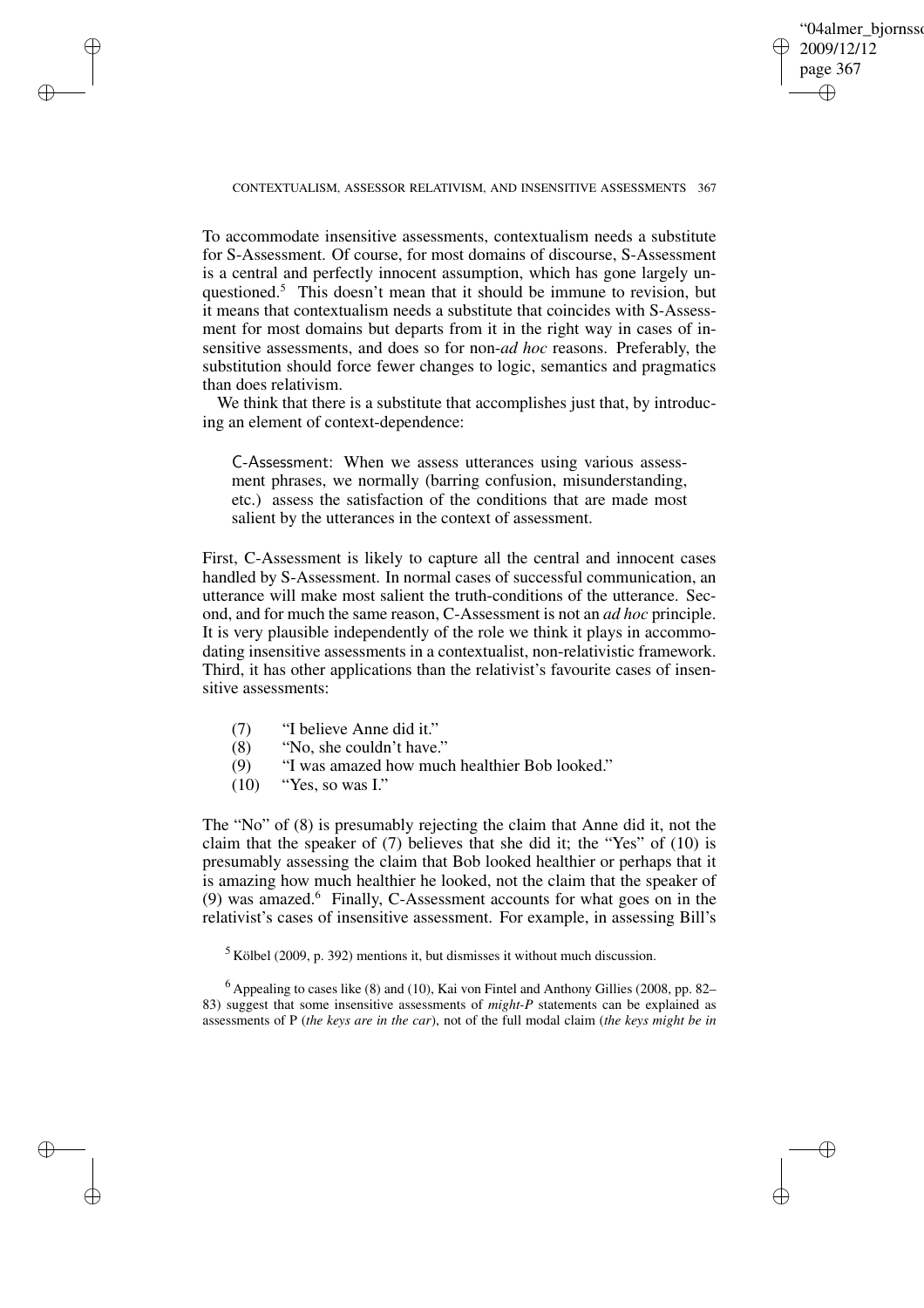To accommodate insensitive assessments, contextualism needs a substitute for S-Assessment. Of course, for most domains of discourse, S-Assessment is a central and perfectly innocent assumption, which has gone largely unquestioned.[5] This doesn't mean that it should be immune to revision, but it means that contextualism needs a substitute that coincides with S-Assessment for most domains but departs from it in the right way in cases of insensitive assessments, and does so for non-*ad hoc* reasons. Preferably, the substitution should force fewer changes to logic, semantics and pragmatics than does relativism.

We think that there is a substitute that accomplishes just that, by introducing an element of context-dependence:

> C-Assessment: When we assess utterances using various assessment phrases, we normally (barring confusion, misunderstanding, etc.) assess the satisfaction of the conditions that are made most salient by the utterances in the context of assessment.

First, C-Assessment is likely to capture all the central and innocent cases handled by S-Assessment. In normal cases of successful communication, an utterance will make most salient the truth-conditions of the utterance. Second, and for much the same reason, C-Assessment is not an *ad hoc* principle. It is very plausible independently of the role we think it plays in accommodating insensitive assessments in a contextualist, non-relativistic framework. Third, it has other applications than the relativist's favourite cases of insensitive assessments:

(7) "I believe Anne did it."
(8) "No, she couldn't have."
(9) "I was amazed how much healthier Bob looked."
(10) "Yes, so was I."

The "No" of (8) is presumably rejecting the claim that Anne did it, not the claim that the speaker of (7) believes that she did it; the "Yes" of (10) is presumably assessing the claim that Bob looked healthier or perhaps that it is amazing how much healthier he looked, not the claim that the speaker of (9) was amazed.[6] Finally, C-Assessment accounts for what goes on in the relativist's cases of insensitive assessment. For example, in assessing Bill's

[5] Kölbel (2009, p. 392) mentions it, but dismisses it without much discussion.

[6] Appealing to cases like (8) and (10), Kai von Fintel and Anthony Gillies (2008, pp. 82–83) suggest that some insensitive assessments of *might-P* statements can be explained as assessments of P (*the keys are in the car*), not of the full modal claim (*the keys might be in*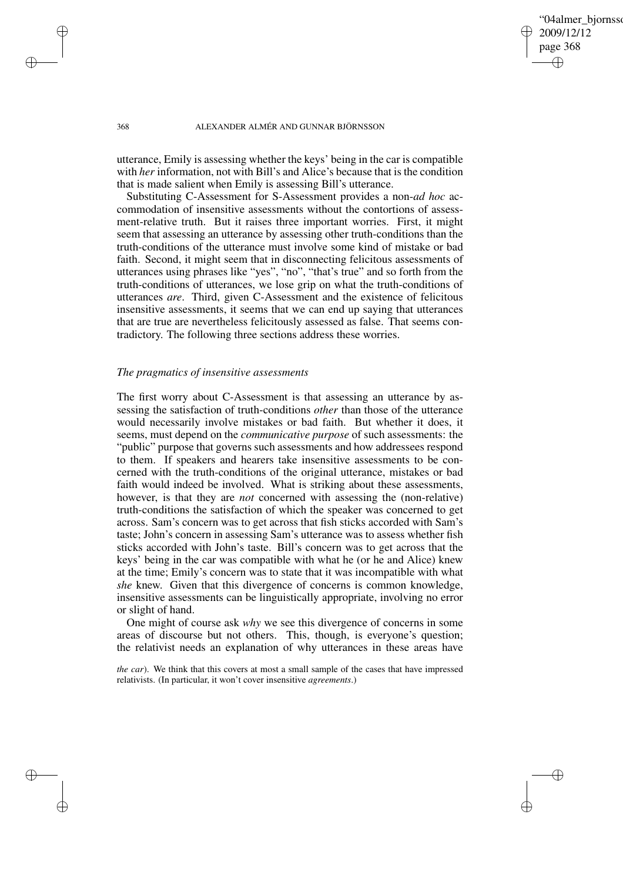utterance, Emily is assessing whether the keys' being in the car is compatible with *her* information, not with Bill's and Alice's because that is the condition that is made salient when Emily is assessing Bill's utterance.

Substituting C-Assessment for S-Assessment provides a non-*ad hoc* accommodation of insensitive assessments without the contortions of assessment-relative truth. But it raises three important worries. First, it might seem that assessing an utterance by assessing other truth-conditions than the truth-conditions of the utterance must involve some kind of mistake or bad faith. Second, it might seem that in disconnecting felicitous assessments of utterances using phrases like "yes", "no", "that's true" and so forth from the truth-conditions of utterances, we lose grip on what the truth-conditions of utterances *are*. Third, given C-Assessment and the existence of felicitous insensitive assessments, it seems that we can end up saying that utterances that are true are nevertheless felicitously assessed as false. That seems contradictory. The following three sections address these worries.

### *The pragmatics of insensitive assessments*

The first worry about C-Assessment is that assessing an utterance by assessing the satisfaction of truth-conditions *other* than those of the utterance would necessarily involve mistakes or bad faith. But whether it does, it seems, must depend on the *communicative purpose* of such assessments: the "public" purpose that governs such assessments and how addressees respond to them. If speakers and hearers take insensitive assessments to be concerned with the truth-conditions of the original utterance, mistakes or bad faith would indeed be involved. What is striking about these assessments, however, is that they are *not* concerned with assessing the (non-relative) truth-conditions the satisfaction of which the speaker was concerned to get across. Sam's concern was to get across that fish sticks accorded with Sam's taste; John's concern in assessing Sam's utterance was to assess whether fish sticks accorded with John's taste. Bill's concern was to get across that the keys' being in the car was compatible with what he (or he and Alice) knew at the time; Emily's concern was to state that it was incompatible with what *she* knew. Given that this divergence of concerns is common knowledge, insensitive assessments can be linguistically appropriate, involving no error or slight of hand.

One might of course ask *why* we see this divergence of concerns in some areas of discourse but not others. This, though, is everyone's question; the relativist needs an explanation of why utterances in these areas have

*the car*). We think that this covers at most a small sample of the cases that have impressed relativists. (In particular, it won't cover insensitive *agreements*.)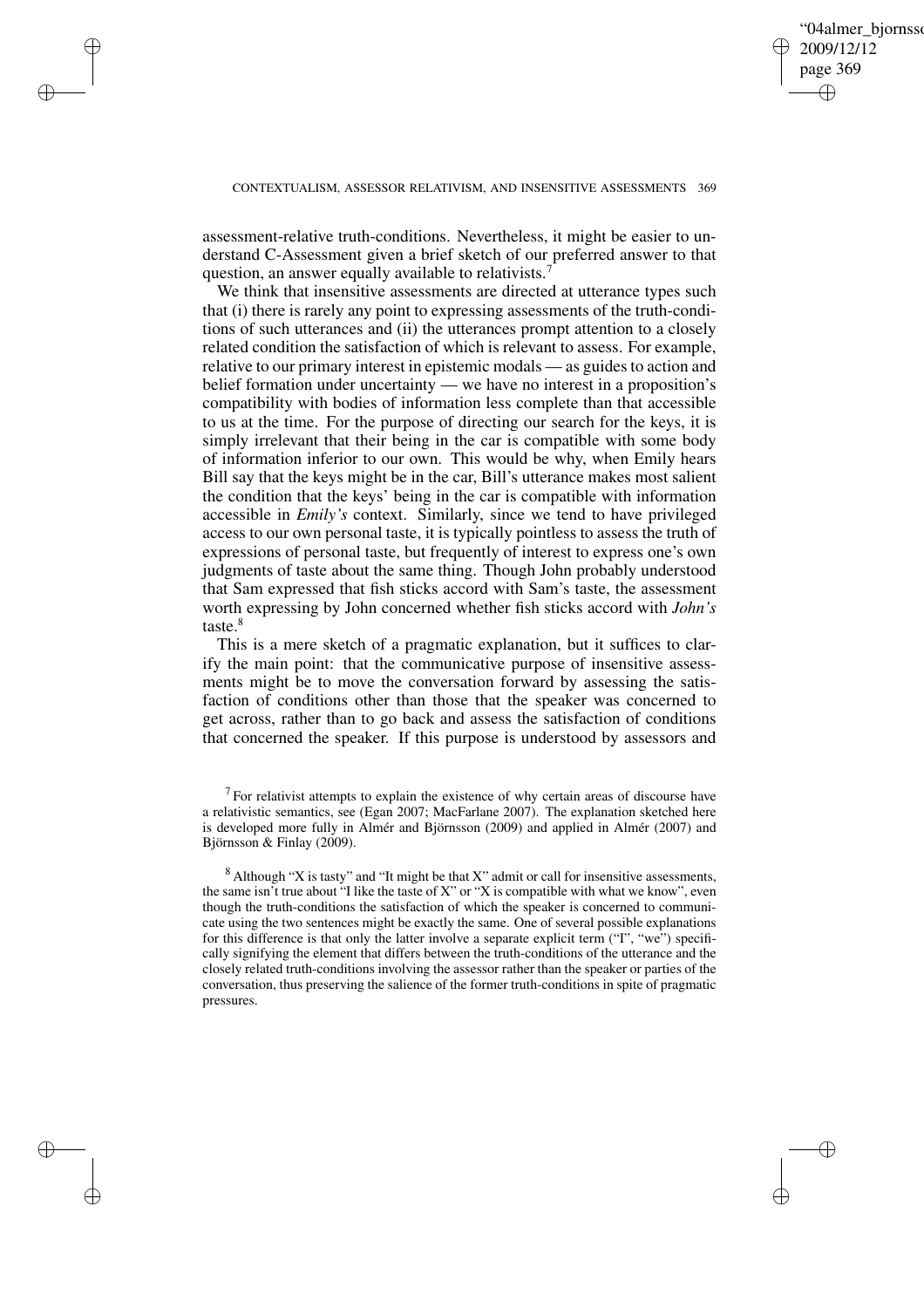assessment-relative truth-conditions. Nevertheless, it might be easier to understand C-Assessment given a brief sketch of our preferred answer to that question, an answer equally available to relativists.[7]

We think that insensitive assessments are directed at utterance types such that (i) there is rarely any point to expressing assessments of the truth-conditions of such utterances and (ii) the utterances prompt attention to a closely related condition the satisfaction of which is relevant to assess. For example, relative to our primary interest in epistemic modals — as guides to action and belief formation under uncertainty — we have no interest in a proposition's compatibility with bodies of information less complete than that accessible to us at the time. For the purpose of directing our search for the keys, it is simply irrelevant that their being in the car is compatible with some body of information inferior to our own. This would be why, when Emily hears Bill say that the keys might be in the car, Bill's utterance makes most salient the condition that the keys' being in the car is compatible with information accessible in *Emily's* context. Similarly, since we tend to have privileged access to our own personal taste, it is typically pointless to assess the truth of expressions of personal taste, but frequently of interest to express one's own judgments of taste about the same thing. Though John probably understood that Sam expressed that fish sticks accord with Sam's taste, the assessment worth expressing by John concerned whether fish sticks accord with *John's* taste.[8]

This is a mere sketch of a pragmatic explanation, but it suffices to clarify the main point: that the communicative purpose of insensitive assessments might be to move the conversation forward by assessing the satisfaction of conditions other than those that the speaker was concerned to get across, rather than to go back and assess the satisfaction of conditions that concerned the speaker. If this purpose is understood by assessors and

---

[7] For relativist attempts to explain the existence of why certain areas of discourse have a relativistic semantics, see (Egan 2007; MacFarlane 2007). The explanation sketched here is developed more fully in Almér and Björnsson (2009) and applied in Almér (2007) and Björnsson & Finlay (2009).

[8] Although "X is tasty" and "It might be that X" admit or call for insensitive assessments, the same isn't true about "I like the taste of X" or "X is compatible with what we know", even though the truth-conditions the satisfaction of which the speaker is concerned to communicate using the two sentences might be exactly the same. One of several possible explanations for this difference is that only the latter involve a separate explicit term ("I", "we") specifically signifying the element that differs between the truth-conditions of the utterance and the closely related truth-conditions involving the assessor rather than the speaker or parties of the conversation, thus preserving the salience of the former truth-conditions in spite of pragmatic pressures.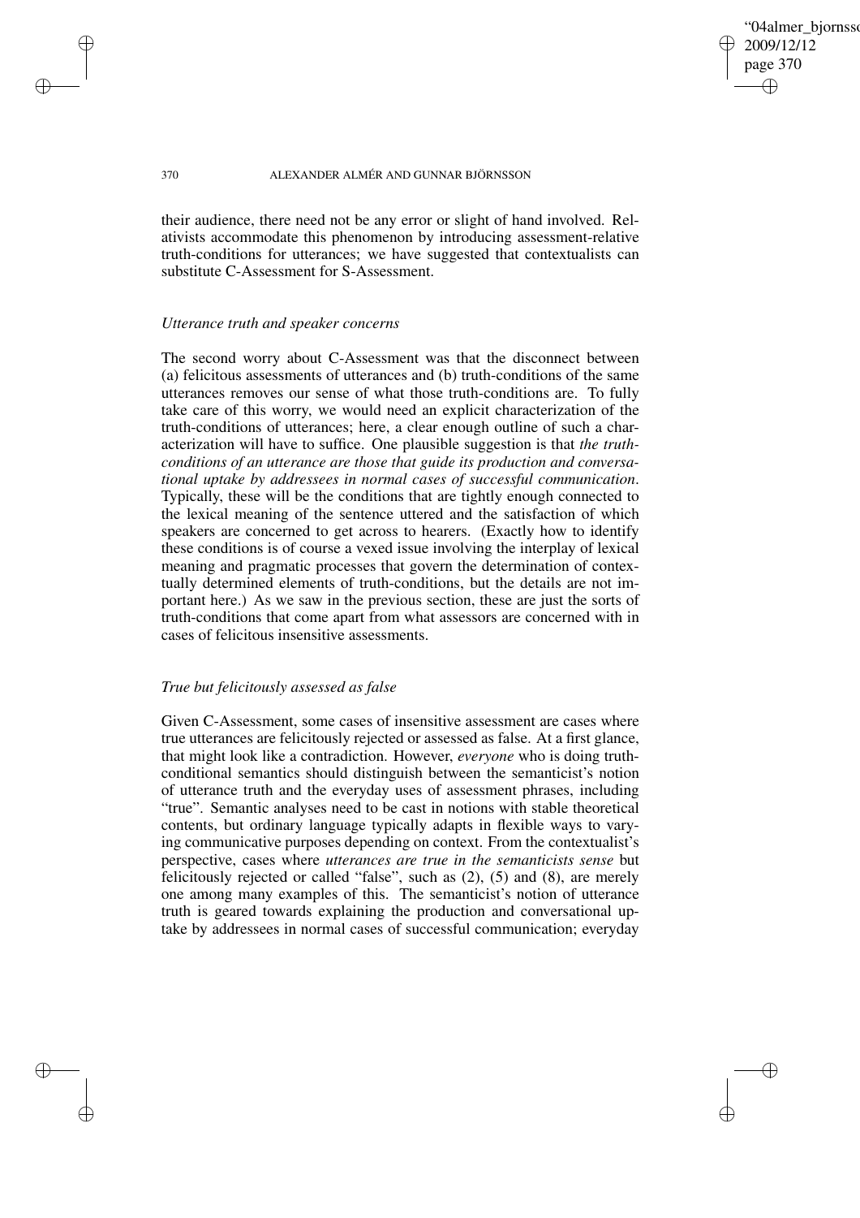their audience, there need not be any error or slight of hand involved. Relativists accommodate this phenomenon by introducing assessment-relative truth-conditions for utterances; we have suggested that contextualists can substitute C-Assessment for S-Assessment.

### *Utterance truth and speaker concerns*

The second worry about C-Assessment was that the disconnect between (a) felicitous assessments of utterances and (b) truth-conditions of the same utterances removes our sense of what those truth-conditions are. To fully take care of this worry, we would need an explicit characterization of the truth-conditions of utterances; here, a clear enough outline of such a characterization will have to suffice. One plausible suggestion is that *the truth-conditions of an utterance are those that guide its production and conversational uptake by addressees in normal cases of successful communication*. Typically, these will be the conditions that are tightly enough connected to the lexical meaning of the sentence uttered and the satisfaction of which speakers are concerned to get across to hearers. (Exactly how to identify these conditions is of course a vexed issue involving the interplay of lexical meaning and pragmatic processes that govern the determination of contextually determined elements of truth-conditions, but the details are not important here.) As we saw in the previous section, these are just the sorts of truth-conditions that come apart from what assessors are concerned with in cases of felicitous insensitive assessments.

### *True but felicitously assessed as false*

Given C-Assessment, some cases of insensitive assessment are cases where true utterances are felicitously rejected or assessed as false. At a first glance, that might look like a contradiction. However, *everyone* who is doing truth-conditional semantics should distinguish between the semanticist's notion of utterance truth and the everyday uses of assessment phrases, including "true". Semantic analyses need to be cast in notions with stable theoretical contents, but ordinary language typically adapts in flexible ways to varying communicative purposes depending on context. From the contextualist's perspective, cases where *utterances are true in the semanticists sense* but felicitously rejected or called "false", such as (2), (5) and (8), are merely one among many examples of this. The semanticist's notion of utterance truth is geared towards explaining the production and conversational uptake by addressees in normal cases of successful communication; everyday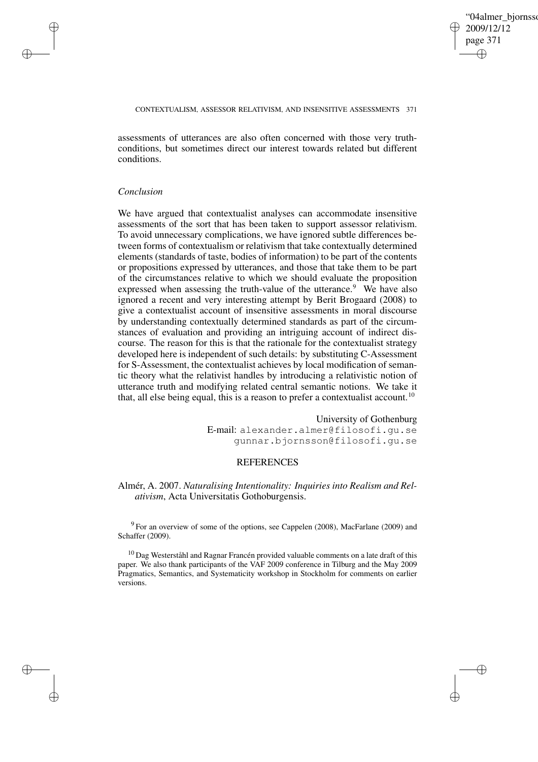assessments of utterances are also often concerned with those very truth-conditions, but sometimes direct our interest towards related but different conditions.

## *Conclusion*

We have argued that contextualist analyses can accommodate insensitive assessments of the sort that has been taken to support assessor relativism. To avoid unnecessary complications, we have ignored subtle differences between forms of contextualism or relativism that take contextually determined elements (standards of taste, bodies of information) to be part of the contents or propositions expressed by utterances, and those that take them to be part of the circumstances relative to which we should evaluate the proposition expressed when assessing the truth-value of the utterance.[9] We have also ignored a recent and very interesting attempt by Berit Brogaard (2008) to give a contextualist account of insensitive assessments in moral discourse by understanding contextually determined standards as part of the circumstances of evaluation and providing an intriguing account of indirect discourse. The reason for this is that the rationale for the contextualist strategy developed here is independent of such details: by substituting C-Assessment for S-Assessment, the contextualist achieves by local modification of semantic theory what the relativist handles by introducing a relativistic notion of utterance truth and modifying related central semantic notions. We take it that, all else being equal, this is a reason to prefer a contextualist account.[10]

University of Gothenburg
E-mail: alexander.almer@filosofi.gu.se
gunnar.bjornsson@filosofi.gu.se

## REFERENCES

Almér, A. 2007. *Naturalising Intentionality: Inquiries into Realism and Relativism*, Acta Universitatis Gothoburgensis.

[9] For an overview of some of the options, see Cappelen (2008), MacFarlane (2009) and Schaffer (2009).

[10] Dag Westerståhl and Ragnar Francén provided valuable comments on a late draft of this paper. We also thank participants of the VAF 2009 conference in Tilburg and the May 2009 Pragmatics, Semantics, and Systematicity workshop in Stockholm for comments on earlier versions.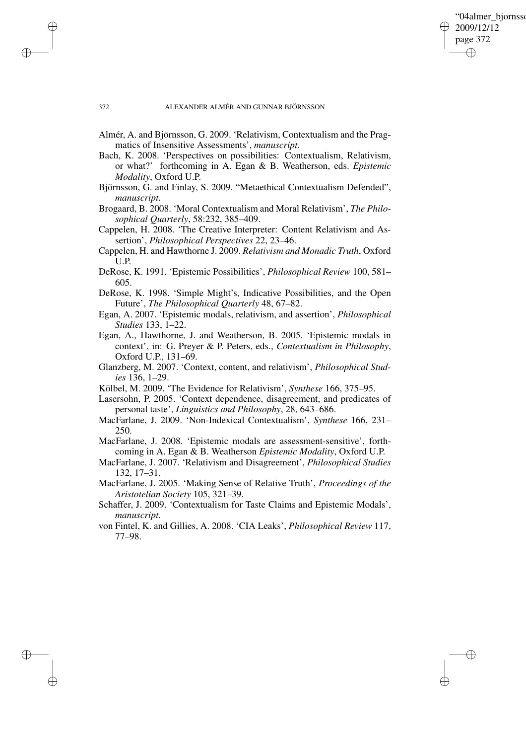Almér, A. and Björnsson, G. 2009. 'Relativism, Contextualism and the Pragmatics of Insensitive Assessments', *manuscript*.

Bach, K. 2008. 'Perspectives on possibilities: Contextualism, Relativism, or what?' forthcoming in A. Egan & B. Weatherson, eds. *Epistemic Modality*, Oxford U.P.

Björnsson, G. and Finlay, S. 2009. "Metaethical Contextualism Defended", *manuscript*.

Brogaard, B. 2008. 'Moral Contextualism and Moral Relativism', *The Philosophical Quarterly*, 58:232, 385–409.

Cappelen, H. 2008. 'The Creative Interpreter: Content Relativism and Assertion', *Philosophical Perspectives* 22, 23–46.

Cappelen, H. and Hawthorne J. 2009. *Relativism and Monadic Truth*, Oxford U.P.

DeRose, K. 1991. 'Epistemic Possibilities', *Philosophical Review* 100, 581–605.

DeRose, K. 1998. 'Simple Might's, Indicative Possibilities, and the Open Future', *The Philosophical Quarterly* 48, 67–82.

Egan, A. 2007. 'Epistemic modals, relativism, and assertion', *Philosophical Studies* 133, 1–22.

Egan, A., Hawthorne, J. and Weatherson, B. 2005. 'Epistemic modals in context', in: G. Preyer & P. Peters, eds., *Contextualism in Philosophy*, Oxford U.P., 131–69.

Glanzberg, M. 2007. 'Context, content, and relativism', *Philosophical Studies* 136, 1–29.

Kölbel, M. 2009. 'The Evidence for Relativism', *Synthese* 166, 375–95.

Lasersohn, P. 2005. 'Context dependence, disagreement, and predicates of personal taste', *Linguistics and Philosophy*, 28, 643–686.

MacFarlane, J. 2009. 'Non-Indexical Contextualism', *Synthese* 166, 231–250.

MacFarlane, J. 2008. 'Epistemic modals are assessment-sensitive', forthcoming in A. Egan & B. Weatherson *Epistemic Modality*, Oxford U.P.

MacFarlane, J. 2007. 'Relativism and Disagreement', *Philosophical Studies* 132, 17–31.

MacFarlane, J. 2005. 'Making Sense of Relative Truth', *Proceedings of the Aristotelian Society* 105, 321–39.

Schaffer, J. 2009. 'Contextualism for Taste Claims and Epistemic Modals', *manuscript*.

von Fintel, K. and Gillies, A. 2008. 'CIA Leaks', *Philosophical Review* 117, 77–98.